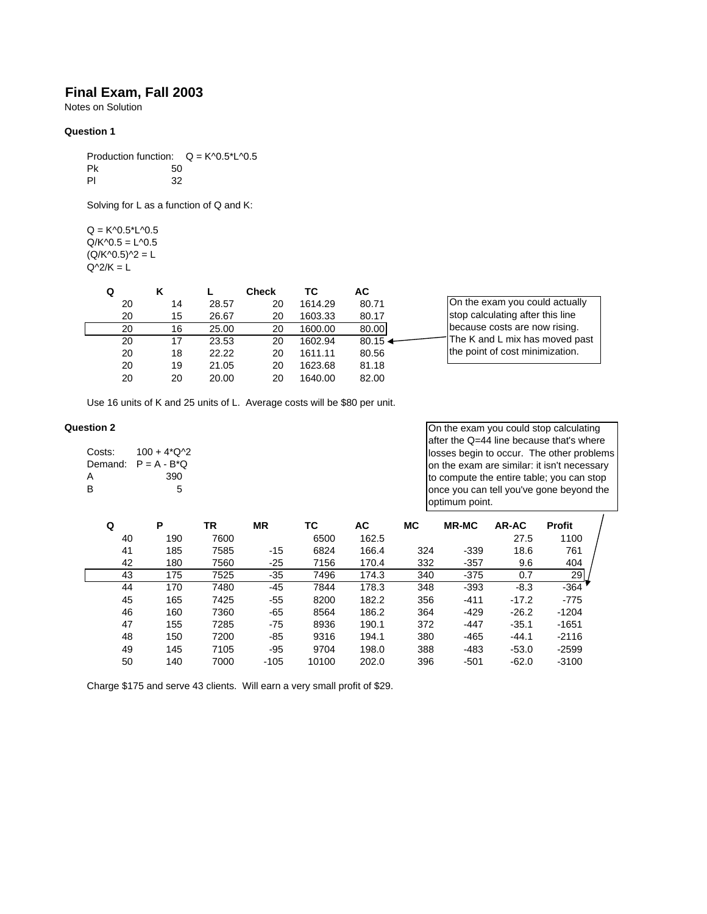# Final Exam, Fall 2003

Notes on Solution

### Question 1

Production function: $Q = K^{0.5} \cdot L^{0.5}$

Pk 50

Pl 32

Solving for L as a function of Q and K:

$Q = K^{0.5} \cdot L^{0.5}$

$Q/K^{0.5} = L^{0.5}$

$(Q/K^{0.5})^2 = L$

$Q^2/K = L$

| Q | K | L | Check | TC | AC |
|---|---|---|---|---|---|
| 20 | 14 | 28.57 | 20 | 1614.29 | 80.71 |
| 20 | 15 | 26.67 | 20 | 1603.33 | 80.17 |
| 20 | 16 | 25.00 | 20 | 1600.00 | 80.00 |
| 20 | 17 | 23.53 | 20 | 1602.94 | 80.15 |
| 20 | 18 | 22.22 | 20 | 1611.11 | 80.56 |
| 20 | 19 | 21.05 | 20 | 1623.68 | 81.18 |
| 20 | 20 | 20.00 | 20 | 1640.00 | 82.00 |

On the exam you could actually stop calculating after this line because costs are now rising. The K and L mix has moved past the point of cost minimization.

Use 16 units of K and 25 units of L. Average costs will be $80 per unit.

### Question 2

Costs: $100 + 4 \cdot Q^2$

Demand: $P = A - B \cdot Q$

A 390

B 5

On the exam you could stop calculating after the Q=44 line because that's where losses begin to occur. The other problems on the exam are similar: it isn't necessary to compute the entire table; you can stop once you can tell you've gone beyond the optimum point.

| Q | P | TR | MR | TC | AC | MC | MR-MC | AR-AC | Profit |
|---|---|---|---|---|---|---|---|---|---|
| 40 | 190 | 7600 | | 6500 | 162.5 | | | 27.5 | 1100 |
| 41 | 185 | 7585 | -15 | 6824 | 166.4 | 324 | -339 | 18.6 | 761 |
| 42 | 180 | 7560 | -25 | 7156 | 170.4 | 332 | -357 | 9.6 | 404 |
| 43 | 175 | 7525 | -35 | 7496 | 174.3 | 340 | -375 | 0.7 | 29 |
| 44 | 170 | 7480 | -45 | 7844 | 178.3 | 348 | -393 | -8.3 | -364 |
| 45 | 165 | 7425 | -55 | 8200 | 182.2 | 356 | -411 | -17.2 | -775 |
| 46 | 160 | 7360 | -65 | 8564 | 186.2 | 364 | -429 | -26.2 | -1204 |
| 47 | 155 | 7285 | -75 | 8936 | 190.1 | 372 | -447 | -35.1 | -1651 |
| 48 | 150 | 7200 | -85 | 9316 | 194.1 | 380 | -465 | -44.1 | -2116 |
| 49 | 145 | 7105 | -95 | 9704 | 198.0 | 388 | -483 | -53.0 | -2599 |
| 50 | 140 | 7000 | -105 | 10100 | 202.0 | 396 | -501 | -62.0 | -3100 |

Charge $175 and serve 43 clients. Will earn a very small profit of $29.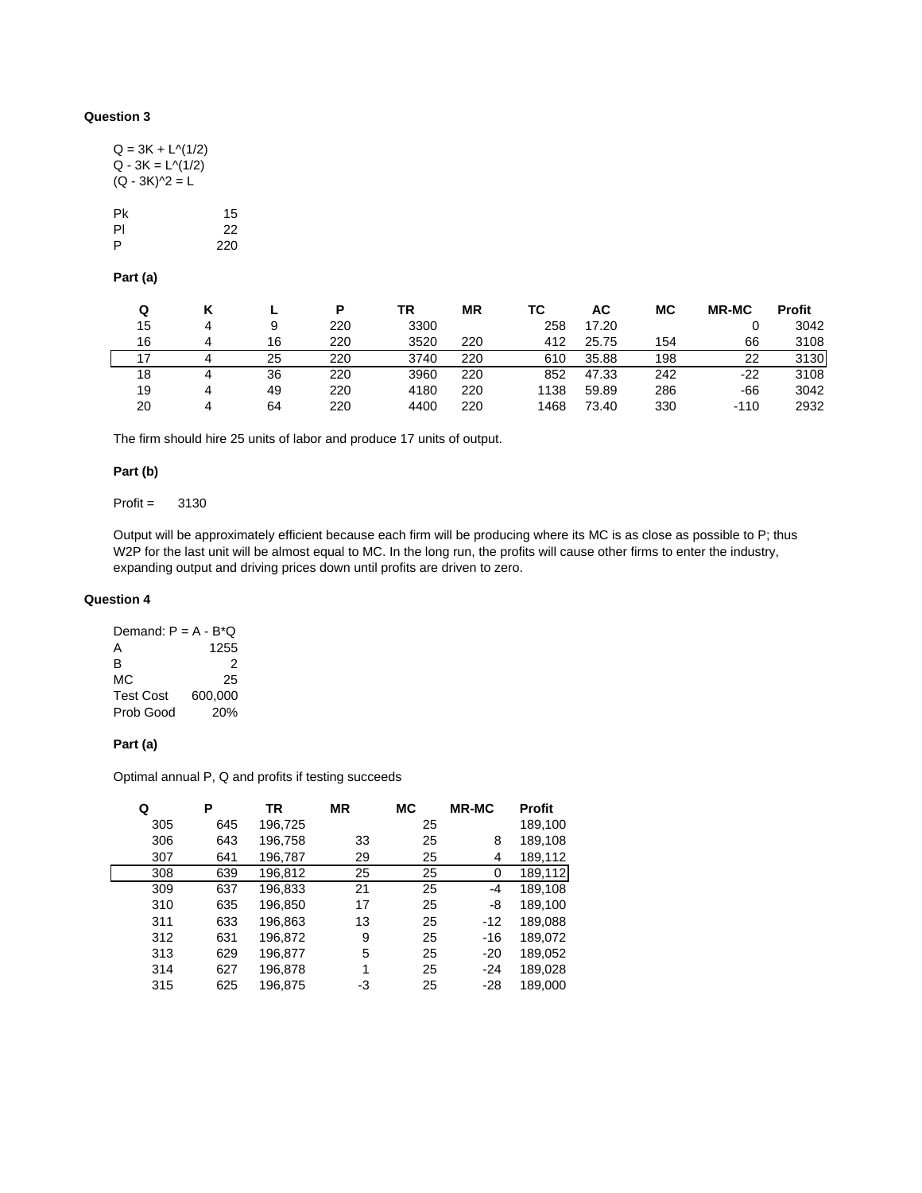**Question 3**

$Q = 3K + L^{(1/2)}$
$Q - 3K = L^{(1/2)}$
$(Q - 3K)^2 = L$

| | |
|---|---|
| Pk | 15 |
| Pl | 22 |
| P | 220 |

**Part (a)**

| Q | K | L | P | TR | MR | TC | AC | MC | MR-MC | Profit |
|---|---|---|---|---|---|---|---|---|---|---|
| 15 | 4 | 9 | 220 | 3300 | | 258 | 17.20 | | 0 | 3042 |
| 16 | 4 | 16 | 220 | 3520 | 220 | 412 | 25.75 | 154 | 66 | 3108 |
| 17 | 4 | 25 | 220 | 3740 | 220 | 610 | 35.88 | 198 | 22 | 3130 |
| 18 | 4 | 36 | 220 | 3960 | 220 | 852 | 47.33 | 242 | -22 | 3108 |
| 19 | 4 | 49 | 220 | 4180 | 220 | 1138 | 59.89 | 286 | -66 | 3042 |
| 20 | 4 | 64 | 220 | 4400 | 220 | 1468 | 73.40 | 330 | -110 | 2932 |

The firm should hire 25 units of labor and produce 17 units of output.

**Part (b)**

Profit = 3130

Output will be approximately efficient because each firm will be producing where its MC is as close as possible to P; thus W2P for the last unit will be almost equal to MC. In the long run, the profits will cause other firms to enter the industry, expanding output and driving prices down until profits are driven to zero.

**Question 4**

Demand: P = A - B*Q

| | |
|---|---|
| A | 1255 |
| B | 2 |
| MC | 25 |
| Test Cost | 600,000 |
| Prob Good | 20% |

**Part (a)**

Optimal annual P, Q and profits if testing succeeds

| Q | P | TR | MR | MC | MR-MC | Profit |
|---|---|---|---|---|---|---|
| 305 | 645 | 196,725 | | 25 | | 189,100 |
| 306 | 643 | 196,758 | 33 | 25 | 8 | 189,108 |
| 307 | 641 | 196,787 | 29 | 25 | 4 | 189,112 |
| 308 | 639 | 196,812 | 25 | 25 | 0 | 189,112 |
| 309 | 637 | 196,833 | 21 | 25 | -4 | 189,108 |
| 310 | 635 | 196,850 | 17 | 25 | -8 | 189,100 |
| 311 | 633 | 196,863 | 13 | 25 | -12 | 189,088 |
| 312 | 631 | 196,872 | 9 | 25 | -16 | 189,072 |
| 313 | 629 | 196,877 | 5 | 25 | -20 | 189,052 |
| 314 | 627 | 196,878 | 1 | 25 | -24 | 189,028 |
| 315 | 625 | 196,875 | -3 | 25 | -28 | 189,000 |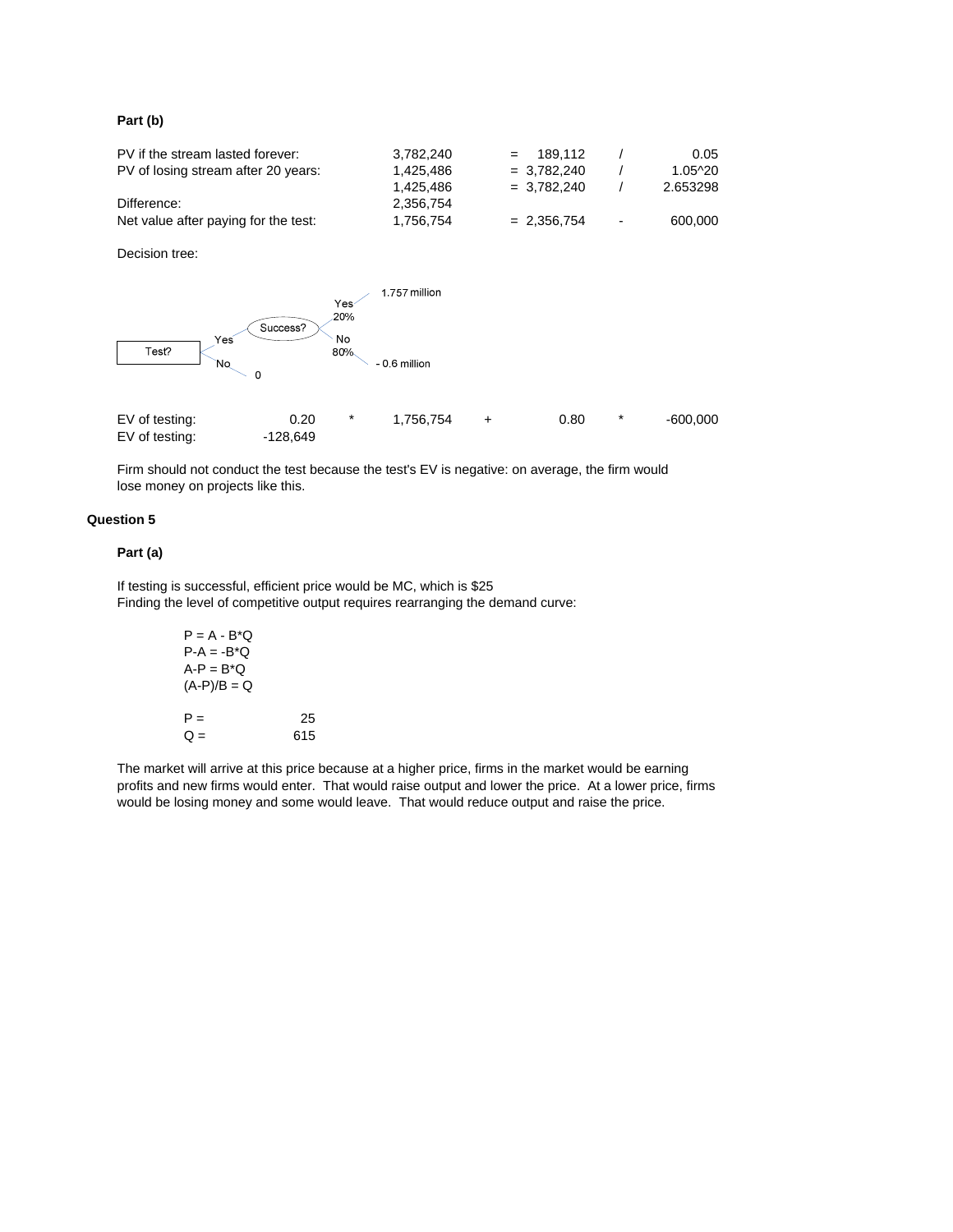### Part (b)

| | | | | |
|---|---|---|---|---|
| PV if the stream lasted forever: | 3,782,240 | = 189,112 | / | 0.05 |
| PV of losing stream after 20 years: | 1,425,486 | = 3,782,240 | / | 1.05^20 |
| | 1,425,486 | = 3,782,240 | / | 2.653298 |
| Difference: | 2,356,754 | | | |
| Net value after paying for the test: | 1,756,754 | = 2,356,754 | - | 600,000 |

Decision tree:

```
                                   Yes       1.757 million
                                   20%
            Yes      Success?
Test?                              No
            No                     80%       - 0.6 million
                     0
```

| | | | | | | | |
|---|---|---|---|---|---|---|---|
| EV of testing: | 0.20 | * | 1,756,754 | + | 0.80 | * | -600,000 |
| EV of testing: | -128,649 | | | | | | |

Firm should not conduct the test because the test's EV is negative: on average, the firm would lose money on projects like this.

## Question 5

### Part (a)

If testing is successful, efficient price would be MC, which is $25
Finding the level of competitive output requires rearranging the demand curve:

$P = A - B*Q$
$P-A = -B*Q$
$A-P = B*Q$
$(A-P)/B = Q$

P = 25
Q = 615

The market will arrive at this price because at a higher price, firms in the market would be earning profits and new firms would enter. That would raise output and lower the price. At a lower price, firms would be losing money and some would leave. That would reduce output and raise the price.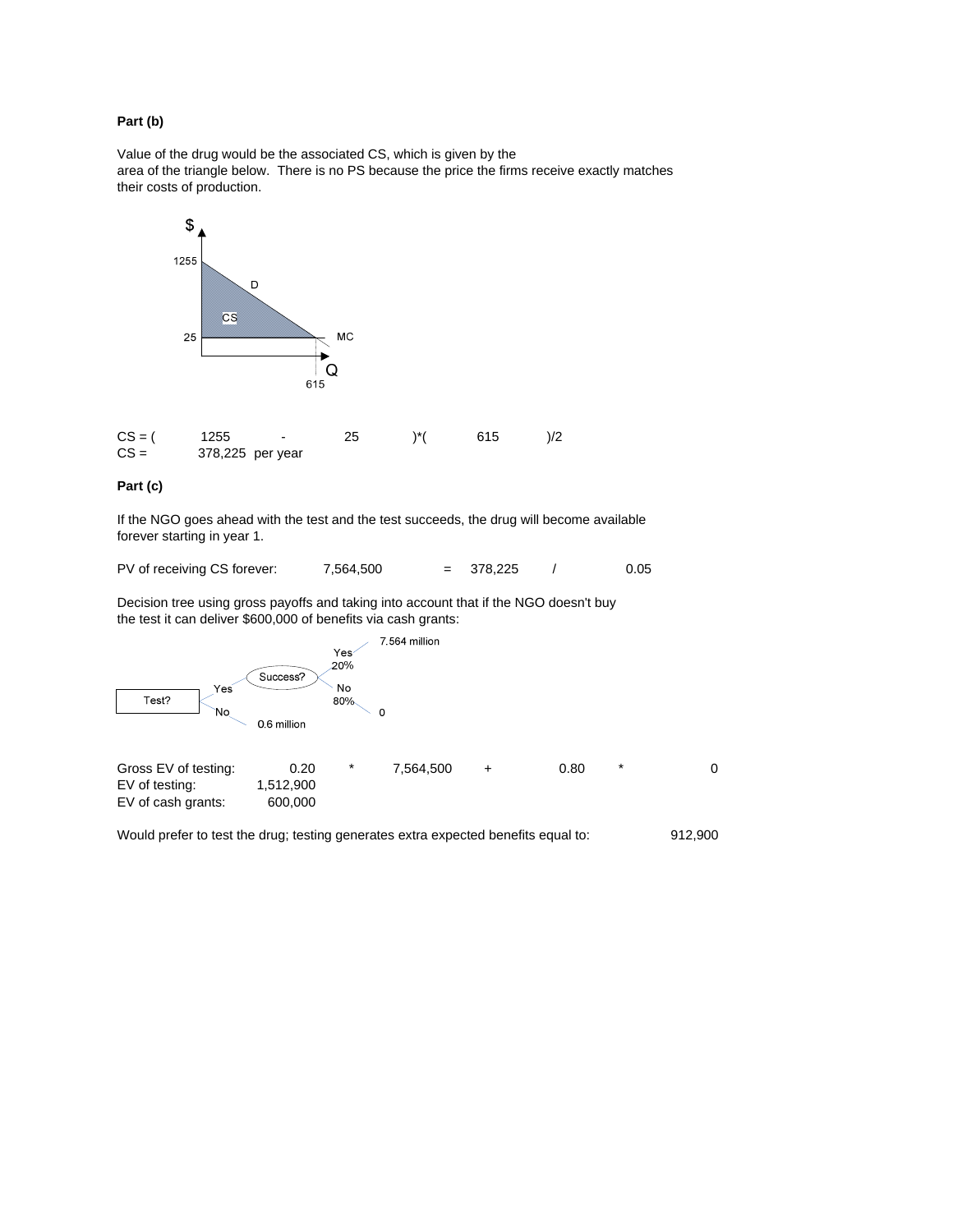**Part (b)**

Value of the drug would be the associated CS, which is given by the area of the triangle below. There is no PS because the price the firms receive exactly matches their costs of production.

$$CS = (1255 - 25) * (615) / 2$$

CS = 378,225 per year

**Part (c)**

If the NGO goes ahead with the test and the test succeeds, the drug will become available forever starting in year 1.

PV of receiving CS forever: 7,564,500 = 378,225 / 0.05

Decision tree using gross payoffs and taking into account that if the NGO doesn't buy the test it can deliver $600,000 of benefits via cash grants:

| | | |
|---|---|---|
| Gross EV of testing: | 0.20 * 7,564,500 + 0.80 * 0 | |
| EV of testing: | 1,512,900 | |
| EV of cash grants: | 600,000 | |

Would prefer to test the drug; testing generates extra expected benefits equal to: 912,900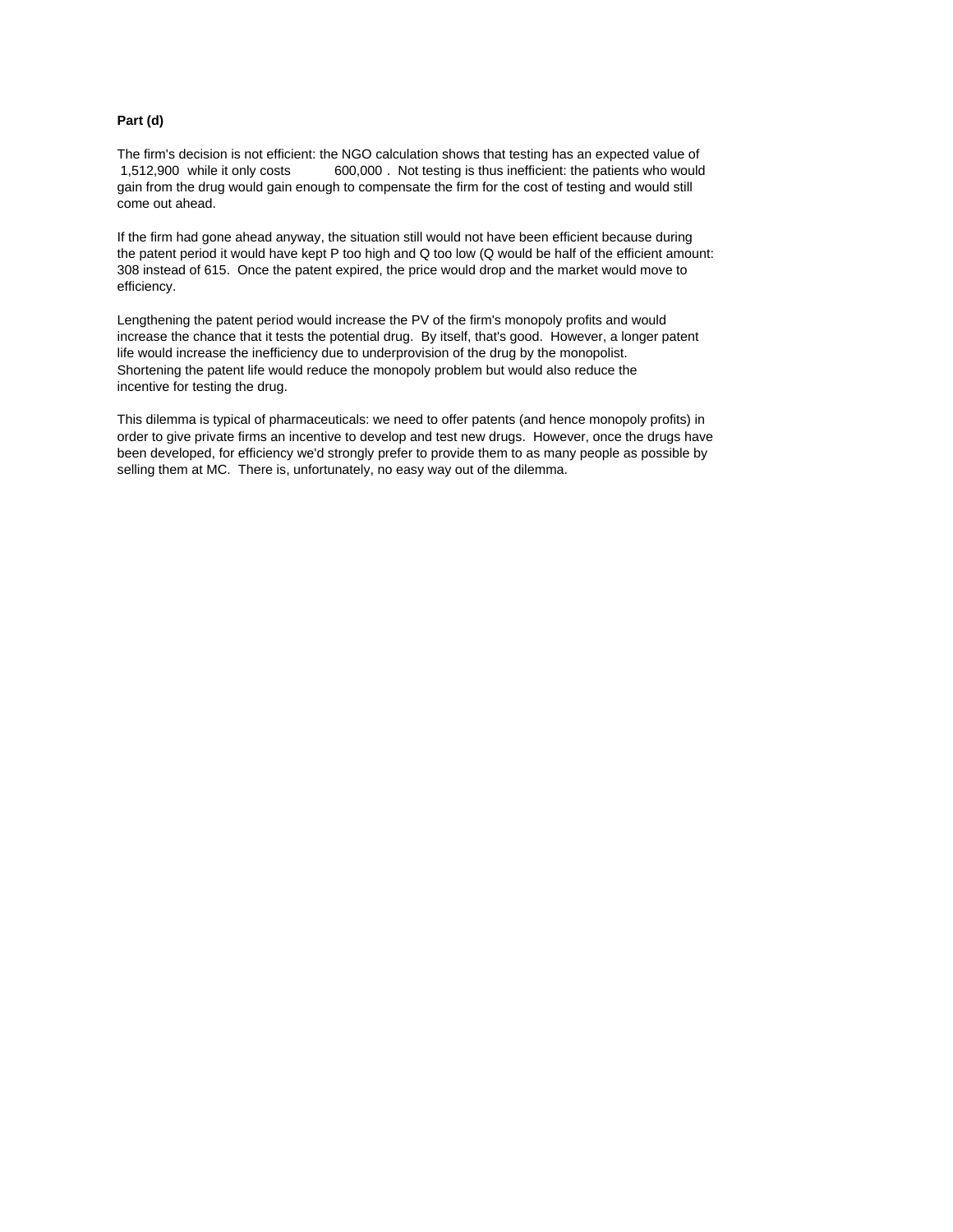**Part (d)**

The firm's decision is not efficient: the NGO calculation shows that testing has an expected value of 1,512,900 while it only costs 600,000 . Not testing is thus inefficient: the patients who would gain from the drug would gain enough to compensate the firm for the cost of testing and would still come out ahead.

If the firm had gone ahead anyway, the situation still would not have been efficient because during the patent period it would have kept P too high and Q too low (Q would be half of the efficient amount: 308 instead of 615. Once the patent expired, the price would drop and the market would move to efficiency.

Lengthening the patent period would increase the PV of the firm's monopoly profits and would increase the chance that it tests the potential drug. By itself, that's good. However, a longer patent life would increase the inefficiency due to underprovision of the drug by the monopolist. Shortening the patent life would reduce the monopoly problem but would also reduce the incentive for testing the drug.

This dilemma is typical of pharmaceuticals: we need to offer patents (and hence monopoly profits) in order to give private firms an incentive to develop and test new drugs. However, once the drugs have been developed, for efficiency we'd strongly prefer to provide them to as many people as possible by selling them at MC. There is, unfortunately, no easy way out of the dilemma.